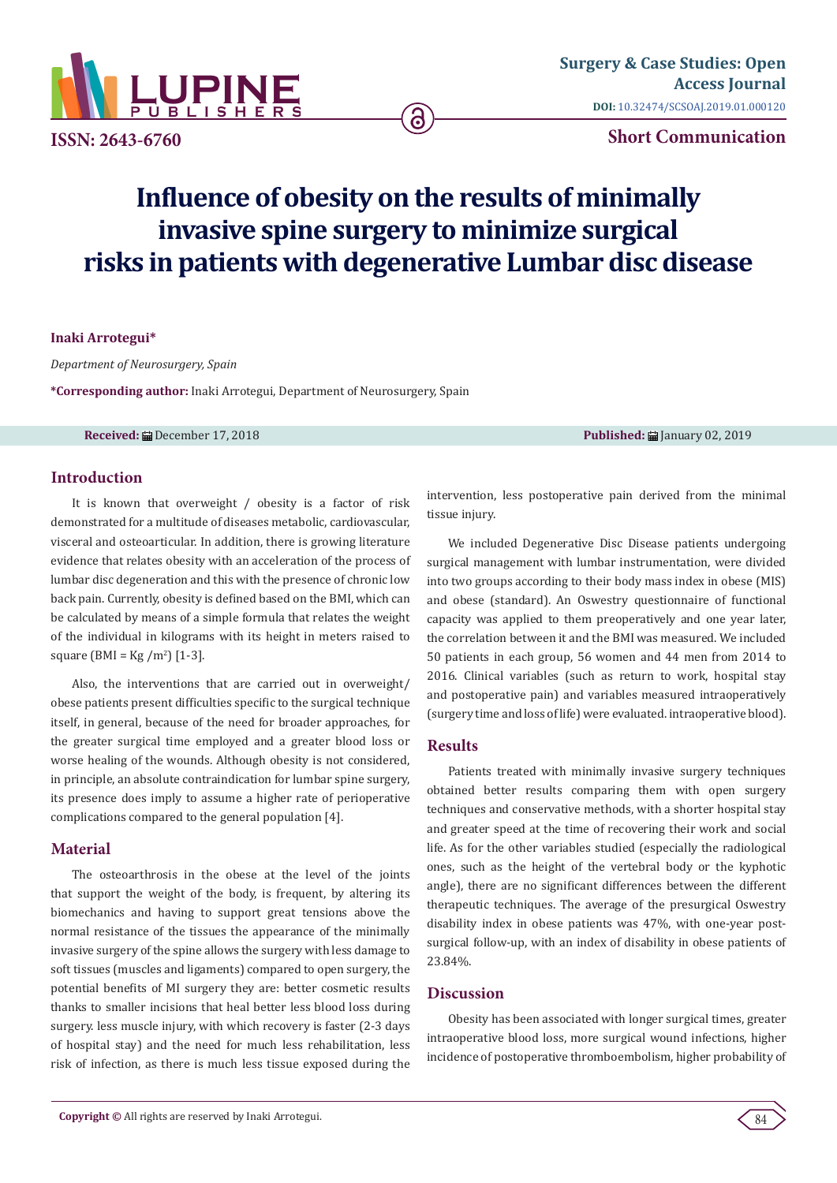# Influence of obesity on the results of minimally invasive spine surgery to minimize surgical risks in patients with degenerative Lumbar disc disease

**Inaki Arrotegui***

*Department of Neurosurgery, Spain*

***Corresponding author:** Inaki Arrotegui, Department of Neurosurgery, Spain

**Received:** December 17, 2018 **Published:** January 02, 2019

## Introduction

It is known that overweight / obesity is a factor of risk demonstrated for a multitude of diseases metabolic, cardiovascular, visceral and osteoarticular. In addition, there is growing literature evidence that relates obesity with an acceleration of the process of lumbar disc degeneration and this with the presence of chronic low back pain. Currently, obesity is defined based on the BMI, which can be calculated by means of a simple formula that relates the weight of the individual in kilograms with its height in meters raised to square (BMI = Kg /m$^2$) [1-3].

Also, the interventions that are carried out in overweight/ obese patients present difficulties specific to the surgical technique itself, in general, because of the need for broader approaches, for the greater surgical time employed and a greater blood loss or worse healing of the wounds. Although obesity is not considered, in principle, an absolute contraindication for lumbar spine surgery, its presence does imply to assume a higher rate of perioperative complications compared to the general population [4].

## Material

The osteoarthrosis in the obese at the level of the joints that support the weight of the body, is frequent, by altering its biomechanics and having to support great tensions above the normal resistance of the tissues the appearance of the minimally invasive surgery of the spine allows the surgery with less damage to soft tissues (muscles and ligaments) compared to open surgery, the potential benefits of MI surgery they are: better cosmetic results thanks to smaller incisions that heal better less blood loss during surgery. less muscle injury, with which recovery is faster (2-3 days of hospital stay) and the need for much less rehabilitation, less risk of infection, as there is much less tissue exposed during the intervention, less postoperative pain derived from the minimal tissue injury.

We included Degenerative Disc Disease patients undergoing surgical management with lumbar instrumentation, were divided into two groups according to their body mass index in obese (MIS) and obese (standard). An Oswestry questionnaire of functional capacity was applied to them preoperatively and one year later, the correlation between it and the BMI was measured. We included 50 patients in each group, 56 women and 44 men from 2014 to 2016. Clinical variables (such as return to work, hospital stay and postoperative pain) and variables measured intraoperatively (surgery time and loss of life) were evaluated. intraoperative blood).

## Results

Patients treated with minimally invasive surgery techniques obtained better results comparing them with open surgery techniques and conservative methods, with a shorter hospital stay and greater speed at the time of recovering their work and social life. As for the other variables studied (especially the radiological ones, such as the height of the vertebral body or the kyphotic angle), there are no significant differences between the different therapeutic techniques. The average of the presurgical Oswestry disability index in obese patients was 47%, with one-year post-surgical follow-up, with an index of disability in obese patients of 23.84%.

## Discussion

Obesity has been associated with longer surgical times, greater intraoperative blood loss, more surgical wound infections, higher incidence of postoperative thromboembolism, higher probability of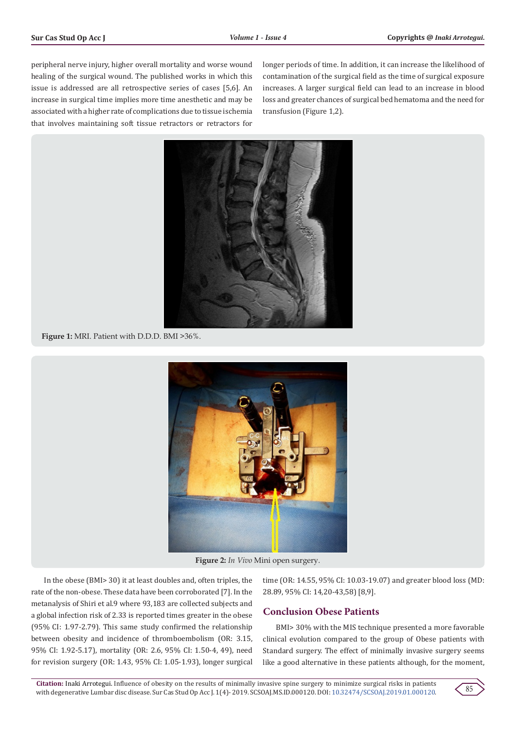peripheral nerve injury, higher overall mortality and worse wound healing of the surgical wound. The published works in which this issue is addressed are all retrospective series of cases [5,6]. An increase in surgical time implies more time anesthetic and may be associated with a higher rate of complications due to tissue ischemia that involves maintaining soft tissue retractors or retractors for longer periods of time. In addition, it can increase the likelihood of contamination of the surgical field as the time of surgical exposure increases. A larger surgical field can lead to an increase in blood loss and greater chances of surgical bed hematoma and the need for transfusion (Figure 1,2).

**Figure 1:** MRI. Patient with D.D.D. BMI >36%.

**Figure 2:** *In Vivo* Mini open surgery.

In the obese (BMI> 30) it at least doubles and, often triples, the rate of the non-obese. These data have been corroborated [7]. In the metanalysis of Shiri et al.9 where 93,183 are collected subjects and a global infection risk of 2.33 is reported times greater in the obese (95% CI: 1.97-2.79). This same study confirmed the relationship between obesity and incidence of thromboembolism (OR: 3.15, 95% CI: 1.92-5.17), mortality (OR: 2.6, 95% CI: 1.50-4, 49), need for revision surgery (OR: 1.43, 95% CI: 1.05-1.93), longer surgical time (OR: 14.55, 95% CI: 10.03-19.07) and greater blood loss (MD: 28.89, 95% CI: 14,20-43,58) [8,9].

## Conclusion Obese Patients

BMI> 30% with the MIS technique presented a more favorable clinical evolution compared to the group of Obese patients with Standard surgery. The effect of minimally invasive surgery seems like a good alternative in these patients although, for the moment,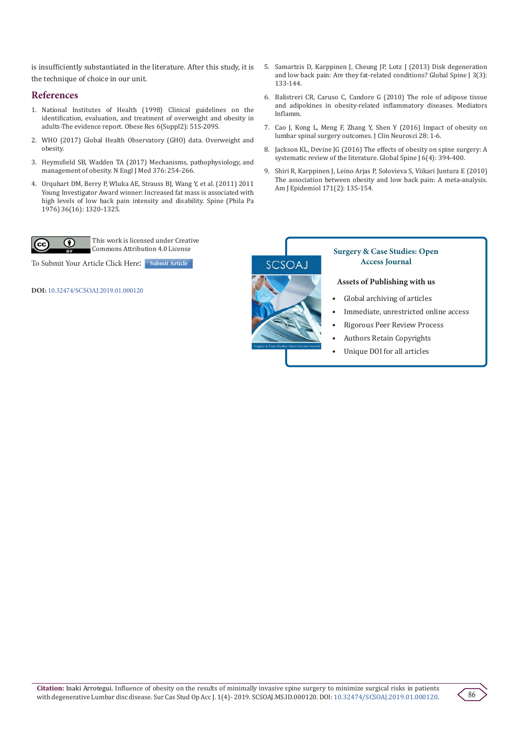is insufficiently substantiated in the literature. After this study, it is the technique of choice in our unit.

## References

1. National Institutes of Health (1998) Clinical guidelines on the identification, evaluation, and treatment of overweight and obesity in adults-The evidence report. Obese Res 6(Suppl2): 51S-209S.
2. WHO (2017) Global Health Observatory (GHO) data. Overweight and obesity.
3. Heymsfield SB, Wadden TA (2017) Mechanisms, pathophysiology, and management of obesity. N Engl J Med 376: 254-266.
4. Urquhart DM, Berry P, Wluka AE, Strauss BJ, Wang Y, et al. (2011) 2011 Young Investigator Award winner: Increased fat mass is associated with high levels of low back pain intensity and disability. Spine (Phila Pa 1976) 36(16): 1320-1325.
5. Samartzis D, Karppinen J, Cheung JP, Lotz J (2013) Disk degeneration and low back pain: Are they fat-related conditions? Global Spine J 3(3): 133-144.
6. Balistreri CR, Caruso C, Candore G (2010) The role of adipose tissue and adipokines in obesity-related inflammatory diseases. Mediators Inflamm.
7. Cao J, Kong L, Meng F, Zhang Y, Shen Y (2016) Impact of obesity on lumbar spinal surgery outcomes. J Clin Neurosci 28: 1-6.
8. Jackson KL, Devine JG (2016) The effects of obesity on spine surgery: A systematic review of the literature. Global Spine J 6(4): 394-400.
9. Shiri R, Karppinen J, Leino Arjas P, Solovieva S, Viikari Juntura E (2010) The association between obesity and low back pain: A meta-analysis. Am J Epidemiol 171(2): 135-154.

This work is licensed under Creative Commons Attribution 4.0 License

To Submit Your Article Click Here: Submit Article

**DOI:** 10.32474/SCSOAJ.2019.01.000120

**Surgery & Case Studies: Open Access Journal**

**Assets of Publishing with us**

- Global archiving of articles
- Immediate, unrestricted online access
- Rigorous Peer Review Process
- Authors Retain Copyrights
- Unique DOI for all articles